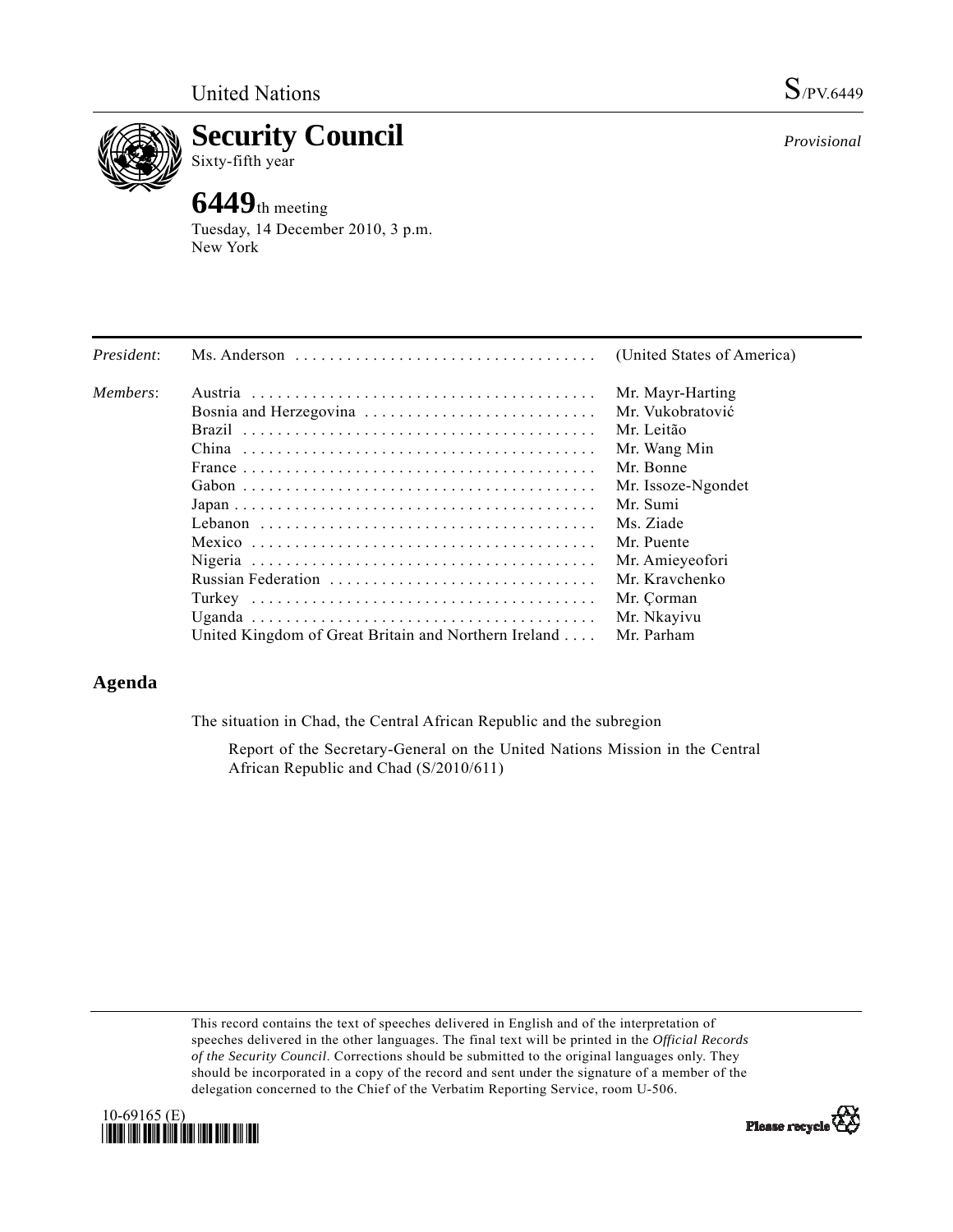United Nations S/PV.6449

# Security Council

Sixty-fifth year

*Provisional*

**6449**th meeting

Tuesday, 14 December 2010, 3 p.m.

New York

| | | |
|---|---|---|
| *President*: | Ms. Anderson | (United States of America) |
| *Members*: | Austria | Mr. Mayr-Harting |
| | Bosnia and Herzegovina | Mr. Vukobratović |
| | Brazil | Mr. Leitão |
| | China | Mr. Wang Min |
| | France | Mr. Bonne |
| | Gabon | Mr. Issoze-Ngondet |
| | Japan | Mr. Sumi |
| | Lebanon | Ms. Ziade |
| | Mexico | Mr. Puente |
| | Nigeria | Mr. Amieyeofori |
| | Russian Federation | Mr. Kravchenko |
| | Turkey | Mr. Çorman |
| | Uganda | Mr. Nkayivu |
| | United Kingdom of Great Britain and Northern Ireland | Mr. Parham |

## Agenda

The situation in Chad, the Central African Republic and the subregion

Report of the Secretary-General on the United Nations Mission in the Central African Republic and Chad (S/2010/611)

This record contains the text of speeches delivered in English and of the interpretation of speeches delivered in the other languages. The final text will be printed in the *Official Records of the Security Council*. Corrections should be submitted to the original languages only. They should be incorporated in a copy of the record and sent under the signature of a member of the delegation concerned to the Chief of the Verbatim Reporting Service, room U-506.

10-69165 (E)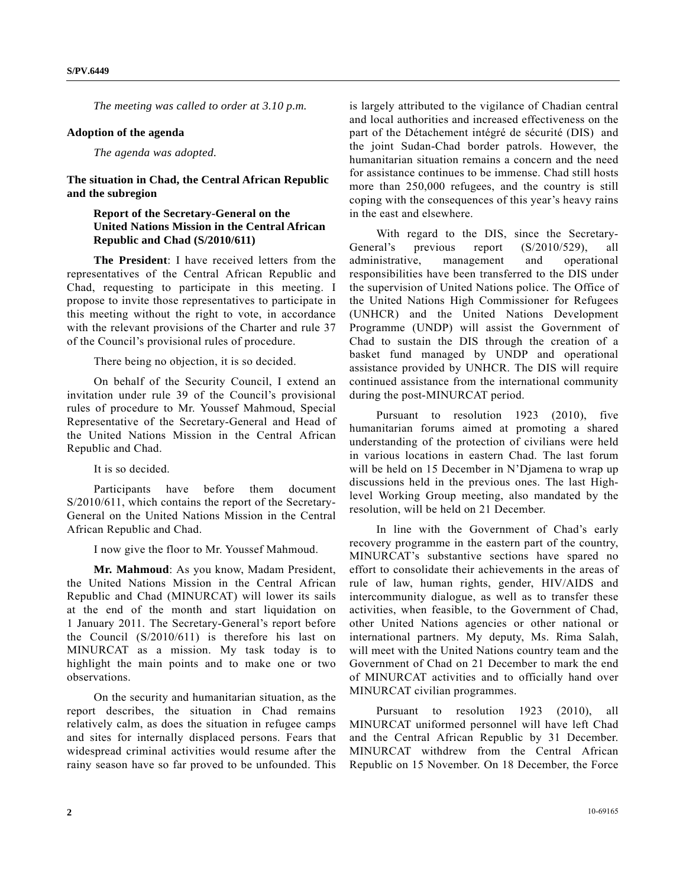*The meeting was called to order at 3.10 p.m.*

**Adoption of the agenda**

*The agenda was adopted.*

**The situation in Chad, the Central African Republic and the subregion**

**Report of the Secretary-General on the United Nations Mission in the Central African Republic and Chad (S/2010/611)**

**The President**: I have received letters from the representatives of the Central African Republic and Chad, requesting to participate in this meeting. I propose to invite those representatives to participate in this meeting without the right to vote, in accordance with the relevant provisions of the Charter and rule 37 of the Council's provisional rules of procedure.

There being no objection, it is so decided.

On behalf of the Security Council, I extend an invitation under rule 39 of the Council's provisional rules of procedure to Mr. Youssef Mahmoud, Special Representative of the Secretary-General and Head of the United Nations Mission in the Central African Republic and Chad.

It is so decided.

Participants have before them document S/2010/611, which contains the report of the Secretary-General on the United Nations Mission in the Central African Republic and Chad.

I now give the floor to Mr. Youssef Mahmoud.

**Mr. Mahmoud**: As you know, Madam President, the United Nations Mission in the Central African Republic and Chad (MINURCAT) will lower its sails at the end of the month and start liquidation on 1 January 2011. The Secretary-General's report before the Council (S/2010/611) is therefore his last on MINURCAT as a mission. My task today is to highlight the main points and to make one or two observations.

On the security and humanitarian situation, as the report describes, the situation in Chad remains relatively calm, as does the situation in refugee camps and sites for internally displaced persons. Fears that widespread criminal activities would resume after the rainy season have so far proved to be unfounded. This is largely attributed to the vigilance of Chadian central and local authorities and increased effectiveness on the part of the Détachement intégré de sécurité (DIS) and the joint Sudan-Chad border patrols. However, the humanitarian situation remains a concern and the need for assistance continues to be immense. Chad still hosts more than 250,000 refugees, and the country is still coping with the consequences of this year's heavy rains in the east and elsewhere.

With regard to the DIS, since the Secretary-General's previous report (S/2010/529), all administrative, management and operational responsibilities have been transferred to the DIS under the supervision of United Nations police. The Office of the United Nations High Commissioner for Refugees (UNHCR) and the United Nations Development Programme (UNDP) will assist the Government of Chad to sustain the DIS through the creation of a basket fund managed by UNDP and operational assistance provided by UNHCR. The DIS will require continued assistance from the international community during the post-MINURCAT period.

Pursuant to resolution 1923 (2010), five humanitarian forums aimed at promoting a shared understanding of the protection of civilians were held in various locations in eastern Chad. The last forum will be held on 15 December in N'Djamena to wrap up discussions held in the previous ones. The last High-level Working Group meeting, also mandated by the resolution, will be held on 21 December.

In line with the Government of Chad's early recovery programme in the eastern part of the country, MINURCAT's substantive sections have spared no effort to consolidate their achievements in the areas of rule of law, human rights, gender, HIV/AIDS and intercommunity dialogue, as well as to transfer these activities, when feasible, to the Government of Chad, other United Nations agencies or other national or international partners. My deputy, Ms. Rima Salah, will meet with the United Nations country team and the Government of Chad on 21 December to mark the end of MINURCAT activities and to officially hand over MINURCAT civilian programmes.

Pursuant to resolution 1923 (2010), all MINURCAT uniformed personnel will have left Chad and the Central African Republic by 31 December. MINURCAT withdrew from the Central African Republic on 15 November. On 18 December, the Force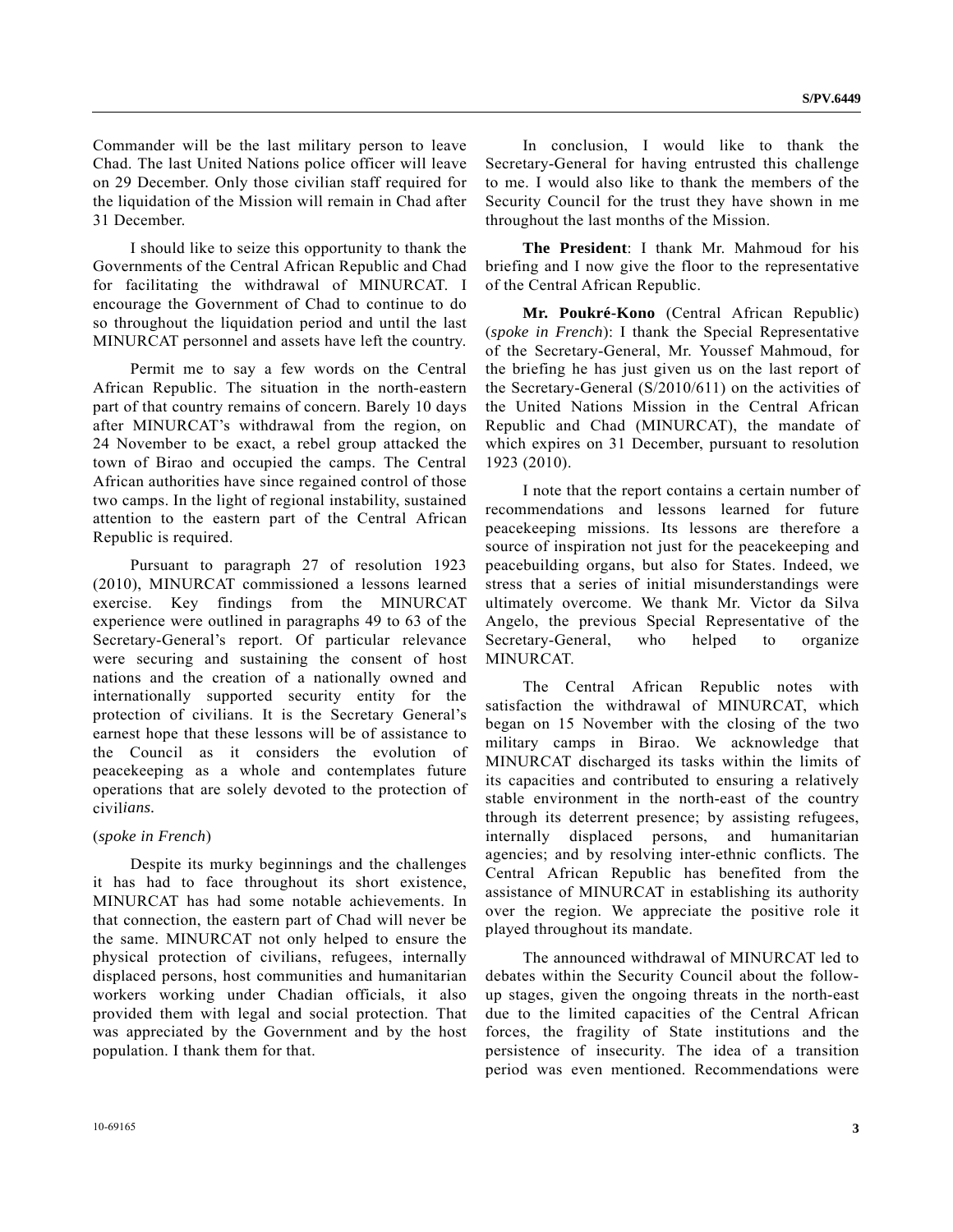Commander will be the last military person to leave Chad. The last United Nations police officer will leave on 29 December. Only those civilian staff required for the liquidation of the Mission will remain in Chad after 31 December.

I should like to seize this opportunity to thank the Governments of the Central African Republic and Chad for facilitating the withdrawal of MINURCAT. I encourage the Government of Chad to continue to do so throughout the liquidation period and until the last MINURCAT personnel and assets have left the country.

Permit me to say a few words on the Central African Republic. The situation in the north-eastern part of that country remains of concern. Barely 10 days after MINURCAT's withdrawal from the region, on 24 November to be exact, a rebel group attacked the town of Birao and occupied the camps. The Central African authorities have since regained control of those two camps. In the light of regional instability, sustained attention to the eastern part of the Central African Republic is required.

Pursuant to paragraph 27 of resolution 1923 (2010), MINURCAT commissioned a lessons learned exercise. Key findings from the MINURCAT experience were outlined in paragraphs 49 to 63 of the Secretary-General's report. Of particular relevance were securing and sustaining the consent of host nations and the creation of a nationally owned and internationally supported security entity for the protection of civilians. It is the Secretary General's earnest hope that these lessons will be of assistance to the Council as it considers the evolution of peacekeeping as a whole and contemplates future operations that are solely devoted to the protection of civil*ians.*

(*spoke in French*)

Despite its murky beginnings and the challenges it has had to face throughout its short existence, MINURCAT has had some notable achievements. In that connection, the eastern part of Chad will never be the same. MINURCAT not only helped to ensure the physical protection of civilians, refugees, internally displaced persons, host communities and humanitarian workers working under Chadian officials, it also provided them with legal and social protection. That was appreciated by the Government and by the host population. I thank them for that.

In conclusion, I would like to thank the Secretary-General for having entrusted this challenge to me. I would also like to thank the members of the Security Council for the trust they have shown in me throughout the last months of the Mission.

**The President**: I thank Mr. Mahmoud for his briefing and I now give the floor to the representative of the Central African Republic.

**Mr. Poukré-Kono** (Central African Republic) (*spoke in French*): I thank the Special Representative of the Secretary-General, Mr. Youssef Mahmoud, for the briefing he has just given us on the last report of the Secretary-General (S/2010/611) on the activities of the United Nations Mission in the Central African Republic and Chad (MINURCAT), the mandate of which expires on 31 December, pursuant to resolution 1923 (2010).

I note that the report contains a certain number of recommendations and lessons learned for future peacekeeping missions. Its lessons are therefore a source of inspiration not just for the peacekeeping and peacebuilding organs, but also for States. Indeed, we stress that a series of initial misunderstandings were ultimately overcome. We thank Mr. Victor da Silva Angelo, the previous Special Representative of the Secretary-General, who helped to organize MINURCAT.

The Central African Republic notes with satisfaction the withdrawal of MINURCAT, which began on 15 November with the closing of the two military camps in Birao. We acknowledge that MINURCAT discharged its tasks within the limits of its capacities and contributed to ensuring a relatively stable environment in the north-east of the country through its deterrent presence; by assisting refugees, internally displaced persons, and humanitarian agencies; and by resolving inter-ethnic conflicts. The Central African Republic has benefited from the assistance of MINURCAT in establishing its authority over the region. We appreciate the positive role it played throughout its mandate.

The announced withdrawal of MINURCAT led to debates within the Security Council about the follow-up stages, given the ongoing threats in the north-east due to the limited capacities of the Central African forces, the fragility of State institutions and the persistence of insecurity. The idea of a transition period was even mentioned. Recommendations were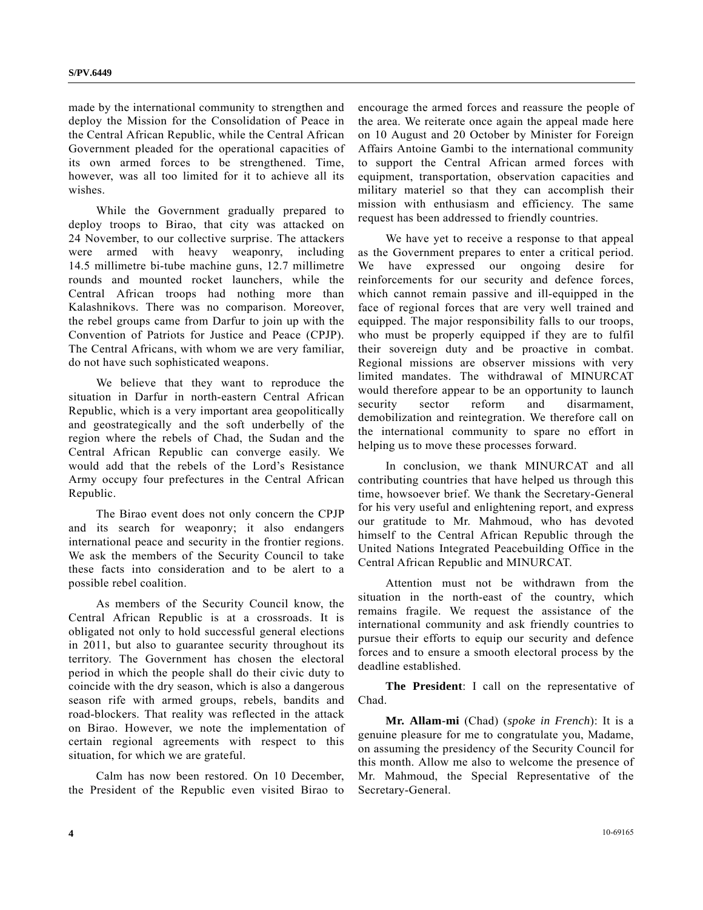made by the international community to strengthen and deploy the Mission for the Consolidation of Peace in the Central African Republic, while the Central African Government pleaded for the operational capacities of its own armed forces to be strengthened. Time, however, was all too limited for it to achieve all its wishes.

While the Government gradually prepared to deploy troops to Birao, that city was attacked on 24 November, to our collective surprise. The attackers were armed with heavy weaponry, including 14.5 millimetre bi-tube machine guns, 12.7 millimetre rounds and mounted rocket launchers, while the Central African troops had nothing more than Kalashnikovs. There was no comparison. Moreover, the rebel groups came from Darfur to join up with the Convention of Patriots for Justice and Peace (CPJP). The Central Africans, with whom we are very familiar, do not have such sophisticated weapons.

We believe that they want to reproduce the situation in Darfur in north-eastern Central African Republic, which is a very important area geopolitically and geostrategically and the soft underbelly of the region where the rebels of Chad, the Sudan and the Central African Republic can converge easily. We would add that the rebels of the Lord's Resistance Army occupy four prefectures in the Central African Republic.

The Birao event does not only concern the CPJP and its search for weaponry; it also endangers international peace and security in the frontier regions. We ask the members of the Security Council to take these facts into consideration and to be alert to a possible rebel coalition.

As members of the Security Council know, the Central African Republic is at a crossroads. It is obligated not only to hold successful general elections in 2011, but also to guarantee security throughout its territory. The Government has chosen the electoral period in which the people shall do their civic duty to coincide with the dry season, which is also a dangerous season rife with armed groups, rebels, bandits and road-blockers. That reality was reflected in the attack on Birao. However, we note the implementation of certain regional agreements with respect to this situation, for which we are grateful.

Calm has now been restored. On 10 December, the President of the Republic even visited Birao to encourage the armed forces and reassure the people of the area. We reiterate once again the appeal made here on 10 August and 20 October by Minister for Foreign Affairs Antoine Gambi to the international community to support the Central African armed forces with equipment, transportation, observation capacities and military materiel so that they can accomplish their mission with enthusiasm and efficiency. The same request has been addressed to friendly countries.

We have yet to receive a response to that appeal as the Government prepares to enter a critical period. We have expressed our ongoing desire for reinforcements for our security and defence forces, which cannot remain passive and ill-equipped in the face of regional forces that are very well trained and equipped. The major responsibility falls to our troops, who must be properly equipped if they are to fulfil their sovereign duty and be proactive in combat. Regional missions are observer missions with very limited mandates. The withdrawal of MINURCAT would therefore appear to be an opportunity to launch security sector reform and disarmament, demobilization and reintegration. We therefore call on the international community to spare no effort in helping us to move these processes forward.

In conclusion, we thank MINURCAT and all contributing countries that have helped us through this time, howsoever brief. We thank the Secretary-General for his very useful and enlightening report, and express our gratitude to Mr. Mahmoud, who has devoted himself to the Central African Republic through the United Nations Integrated Peacebuilding Office in the Central African Republic and MINURCAT.

Attention must not be withdrawn from the situation in the north-east of the country, which remains fragile. We request the assistance of the international community and ask friendly countries to pursue their efforts to equip our security and defence forces and to ensure a smooth electoral process by the deadline established.

**The President**: I call on the representative of Chad.

**Mr. Allam-mi** (Chad) (*spoke in French*): It is a genuine pleasure for me to congratulate you, Madame, on assuming the presidency of the Security Council for this month. Allow me also to welcome the presence of Mr. Mahmoud, the Special Representative of the Secretary-General.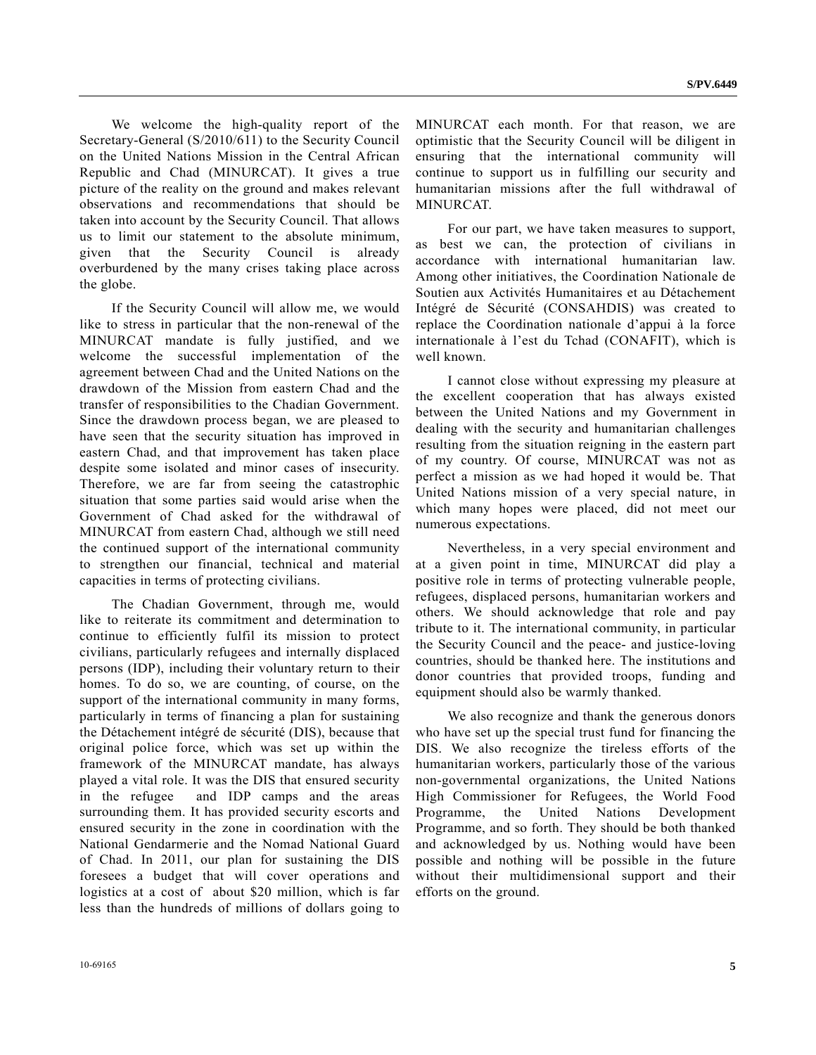We welcome the high-quality report of the Secretary-General (S/2010/611) to the Security Council on the United Nations Mission in the Central African Republic and Chad (MINURCAT). It gives a true picture of the reality on the ground and makes relevant observations and recommendations that should be taken into account by the Security Council. That allows us to limit our statement to the absolute minimum, given that the Security Council is already overburdened by the many crises taking place across the globe.

If the Security Council will allow me, we would like to stress in particular that the non-renewal of the MINURCAT mandate is fully justified, and we welcome the successful implementation of the agreement between Chad and the United Nations on the drawdown of the Mission from eastern Chad and the transfer of responsibilities to the Chadian Government. Since the drawdown process began, we are pleased to have seen that the security situation has improved in eastern Chad, and that improvement has taken place despite some isolated and minor cases of insecurity. Therefore, we are far from seeing the catastrophic situation that some parties said would arise when the Government of Chad asked for the withdrawal of MINURCAT from eastern Chad, although we still need the continued support of the international community to strengthen our financial, technical and material capacities in terms of protecting civilians.

The Chadian Government, through me, would like to reiterate its commitment and determination to continue to efficiently fulfil its mission to protect civilians, particularly refugees and internally displaced persons (IDP), including their voluntary return to their homes. To do so, we are counting, of course, on the support of the international community in many forms, particularly in terms of financing a plan for sustaining the Détachement intégré de sécurité (DIS), because that original police force, which was set up within the framework of the MINURCAT mandate, has always played a vital role. It was the DIS that ensured security in the refugee and IDP camps and the areas surrounding them. It has provided security escorts and ensured security in the zone in coordination with the National Gendarmerie and the Nomad National Guard of Chad. In 2011, our plan for sustaining the DIS foresees a budget that will cover operations and logistics at a cost of about $20 million, which is far less than the hundreds of millions of dollars going to MINURCAT each month. For that reason, we are optimistic that the Security Council will be diligent in ensuring that the international community will continue to support us in fulfilling our security and humanitarian missions after the full withdrawal of MINURCAT.

For our part, we have taken measures to support, as best we can, the protection of civilians in accordance with international humanitarian law. Among other initiatives, the Coordination Nationale de Soutien aux Activités Humanitaires et au Détachement Intégré de Sécurité (CONSAHDIS) was created to replace the Coordination nationale d'appui à la force internationale à l'est du Tchad (CONAFIT), which is well known.

I cannot close without expressing my pleasure at the excellent cooperation that has always existed between the United Nations and my Government in dealing with the security and humanitarian challenges resulting from the situation reigning in the eastern part of my country. Of course, MINURCAT was not as perfect a mission as we had hoped it would be. That United Nations mission of a very special nature, in which many hopes were placed, did not meet our numerous expectations.

Nevertheless, in a very special environment and at a given point in time, MINURCAT did play a positive role in terms of protecting vulnerable people, refugees, displaced persons, humanitarian workers and others. We should acknowledge that role and pay tribute to it. The international community, in particular the Security Council and the peace- and justice-loving countries, should be thanked here. The institutions and donor countries that provided troops, funding and equipment should also be warmly thanked.

We also recognize and thank the generous donors who have set up the special trust fund for financing the DIS. We also recognize the tireless efforts of the humanitarian workers, particularly those of the various non-governmental organizations, the United Nations High Commissioner for Refugees, the World Food Programme, the United Nations Development Programme, and so forth. They should be both thanked and acknowledged by us. Nothing would have been possible and nothing will be possible in the future without their multidimensional support and their efforts on the ground.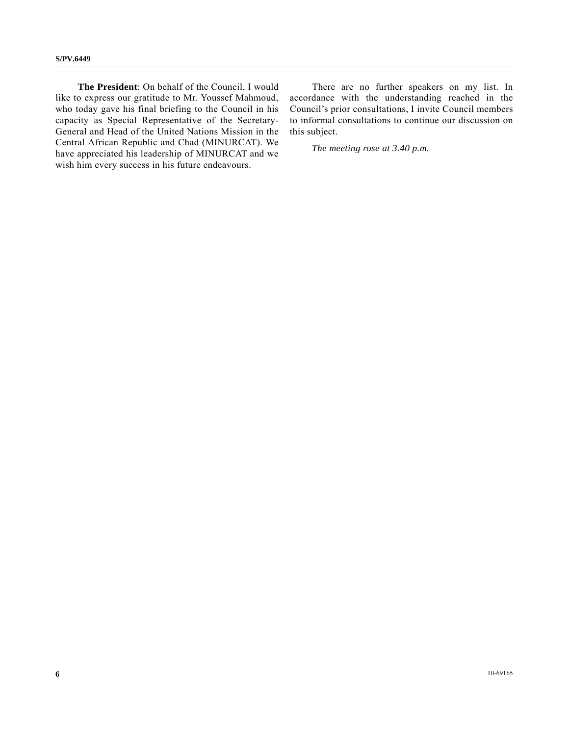**The President**: On behalf of the Council, I would like to express our gratitude to Mr. Youssef Mahmoud, who today gave his final briefing to the Council in his capacity as Special Representative of the Secretary-General and Head of the United Nations Mission in the Central African Republic and Chad (MINURCAT). We have appreciated his leadership of MINURCAT and we wish him every success in his future endeavours.

There are no further speakers on my list. In accordance with the understanding reached in the Council's prior consultations, I invite Council members to informal consultations to continue our discussion on this subject.

*The meeting rose at 3.40 p.m.*